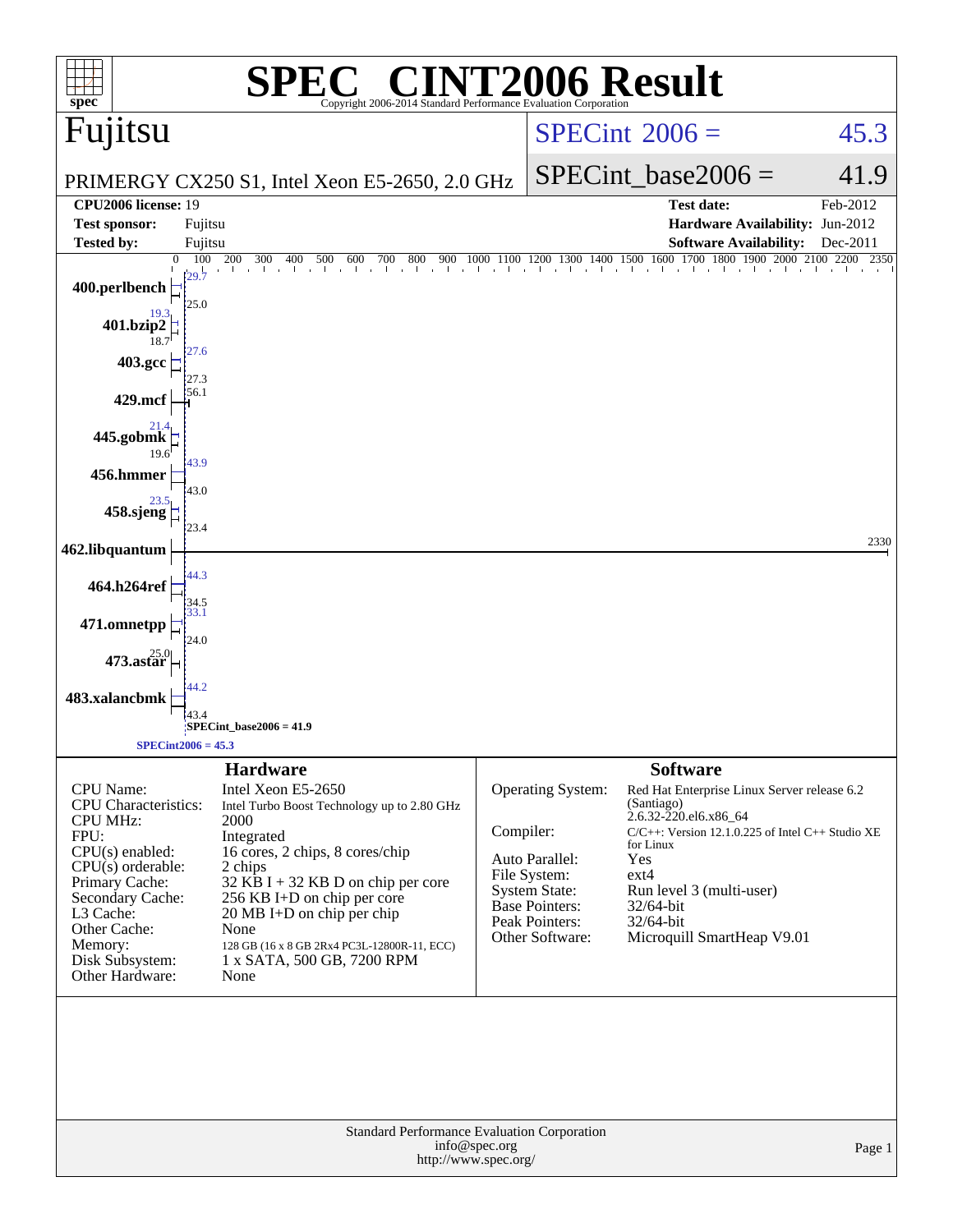# SPEC® CINT2006 Result

Copyright 2006-2014 Standard Performance Evaluation Corporation

## Fujitsu

PRIMERGY CX250 S1, Intel Xeon E5-2650, 2.0 GHz

SPECint 2006 = 45.3

SPECint_base2006 = 41.9

| | | | |
|---|---|---|---|
| **CPU2006 license:** | 19 | **Test date:** | Feb-2012 |
| **Test sponsor:** | Fujitsu | **Hardware Availability:** | Jun-2012 |
| **Tested by:** | Fujitsu | **Software Availability:** | Dec-2011 |

| Benchmark | Peak | Base |
|---|---|---|
| 400.perlbench | 29.7 | 25.0 |
| 401.bzip2 | 19.3 | 18.7 |
| 403.gcc | 27.6 | 27.3 |
| 429.mcf | | 56.1 |
| 445.gobmk | 21.4 | 19.6 |
| 456.hmmer | 43.9 | 43.0 |
| 458.sjeng | 23.5 | 23.4 |
| 462.libquantum | | 2330 |
| 464.h264ref | 44.3 | 34.5 |
| 471.omnetpp | 33.1 | 24.0 |
| 473.astar | | 25.0 |
| 483.xalancbmk | 44.2 | 43.4 |

SPECint_base2006 = 41.9

SPECint2006 = 45.3

### Hardware

| | |
|---|---|
| CPU Name: | Intel Xeon E5-2650 |
| CPU Characteristics: | Intel Turbo Boost Technology up to 2.80 GHz |
| CPU MHz: | 2000 |
| FPU: | Integrated |
| CPU(s) enabled: | 16 cores, 2 chips, 8 cores/chip |
| CPU(s) orderable: | 2 chips |
| Primary Cache: | 32 KB I + 32 KB D on chip per core |
| Secondary Cache: | 256 KB I+D on chip per core |
| L3 Cache: | 20 MB I+D on chip per chip |
| Other Cache: | None |
| Memory: | 128 GB (16 x 8 GB 2Rx4 PC3L-12800R-11, ECC) |
| Disk Subsystem: | 1 x SATA, 500 GB, 7200 RPM |
| Other Hardware: | None |

### Software

| | |
|---|---|
| Operating System: | Red Hat Enterprise Linux Server release 6.2 (Santiago) 2.6.32-220.el6.x86_64 |
| Compiler: | C/C++: Version 12.1.0.225 of Intel C++ Studio XE for Linux |
| Auto Parallel: | Yes |
| File System: | ext4 |
| System State: | Run level 3 (multi-user) |
| Base Pointers: | 32/64-bit |
| Peak Pointers: | 32/64-bit |
| Other Software: | Microquill SmartHeap V9.01 |

Standard Performance Evaluation Corporation
info@spec.org
http://www.spec.org/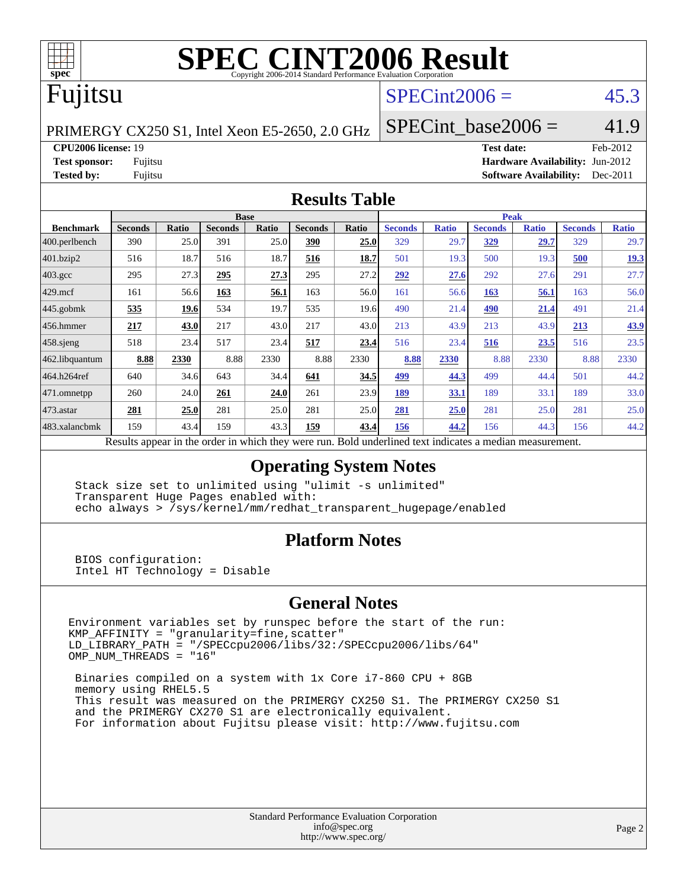# SPEC CINT2006 Result

Copyright 2006-2014 Standard Performance Evaluation Corporation

## Fujitsu

PRIMERGY CX250 S1, Intel Xeon E5-2650, 2.0 GHz

SPECint2006 = 45.3

SPECint_base2006 = 41.9

**CPU2006 license:** 19
**Test sponsor:** Fujitsu
**Tested by:** Fujitsu

**Test date:** Feb-2012
**Hardware Availability:** Jun-2012
**Software Availability:** Dec-2011

## Results Table

| Benchmark | Base | | | | | | Peak | | | | | |
|---|---|---|---|---|---|---|---|---|---|---|---|---|
| | Seconds | Ratio | Seconds | Ratio | Seconds | Ratio | Seconds | Ratio | Seconds | Ratio | Seconds | Ratio |
| 400.perlbench | 390 | 25.0 | 391 | 25.0 | **390** | **25.0** | 329 | 29.7 | **329** | **29.7** | 329 | 29.7 |
| 401.bzip2 | 516 | 18.7 | 516 | 18.7 | **516** | **18.7** | 501 | 19.3 | 500 | 19.3 | **500** | **19.3** |
| 403.gcc | 295 | 27.3 | **295** | **27.3** | 295 | 27.2 | **292** | **27.6** | 292 | 27.6 | 291 | 27.7 |
| 429.mcf | 161 | 56.6 | **163** | **56.1** | 163 | 56.0 | 161 | 56.6 | **163** | **56.1** | 163 | 56.0 |
| 445.gobmk | **535** | **19.6** | 534 | 19.7 | 535 | 19.6 | 490 | 21.4 | **490** | **21.4** | 491 | 21.4 |
| 456.hmmer | **217** | **43.0** | 217 | 43.0 | 217 | 43.0 | 213 | 43.9 | 213 | 43.9 | **213** | **43.9** |
| 458.sjeng | 518 | 23.4 | 517 | 23.4 | **517** | **23.4** | 516 | 23.4 | **516** | **23.5** | 516 | 23.5 |
| 462.libquantum | **8.88** | **2330** | 8.88 | 2330 | 8.88 | 2330 | **8.88** | **2330** | 8.88 | 2330 | 8.88 | 2330 |
| 464.h264ref | 640 | 34.6 | 643 | 34.4 | **641** | **34.5** | **499** | **44.3** | 499 | 44.4 | 501 | 44.2 |
| 471.omnetpp | 260 | 24.0 | **261** | **24.0** | 261 | 23.9 | **189** | **33.1** | 189 | 33.1 | 189 | 33.0 |
| 473.astar | **281** | **25.0** | 281 | 25.0 | 281 | 25.0 | **281** | **25.0** | 281 | 25.0 | 281 | 25.0 |
| 483.xalancbmk | 159 | 43.4 | 159 | 43.3 | **159** | **43.4** | **156** | **44.2** | 156 | 44.3 | 156 | 44.2 |

Results appear in the order in which they were run. Bold underlined text indicates a median measurement.

## Operating System Notes

```
Stack size set to unlimited using "ulimit -s unlimited"
Transparent Huge Pages enabled with:
echo always > /sys/kernel/mm/redhat_transparent_hugepage/enabled
```

## Platform Notes

```
BIOS configuration:
Intel HT Technology = Disable
```

## General Notes

```
Environment variables set by runspec before the start of the run:
KMP_AFFINITY = "granularity=fine,scatter"
LD_LIBRARY_PATH = "/SPECcpu2006/libs/32:/SPECcpu2006/libs/64"
OMP_NUM_THREADS = "16"

 Binaries compiled on a system with 1x Core i7-860 CPU + 8GB
 memory using RHEL5.5
 This result was measured on the PRIMERGY CX250 S1. The PRIMERGY CX250 S1
 and the PRIMERGY CX270 S1 are electronically equivalent.
 For information about Fujitsu please visit: http://www.fujitsu.com
```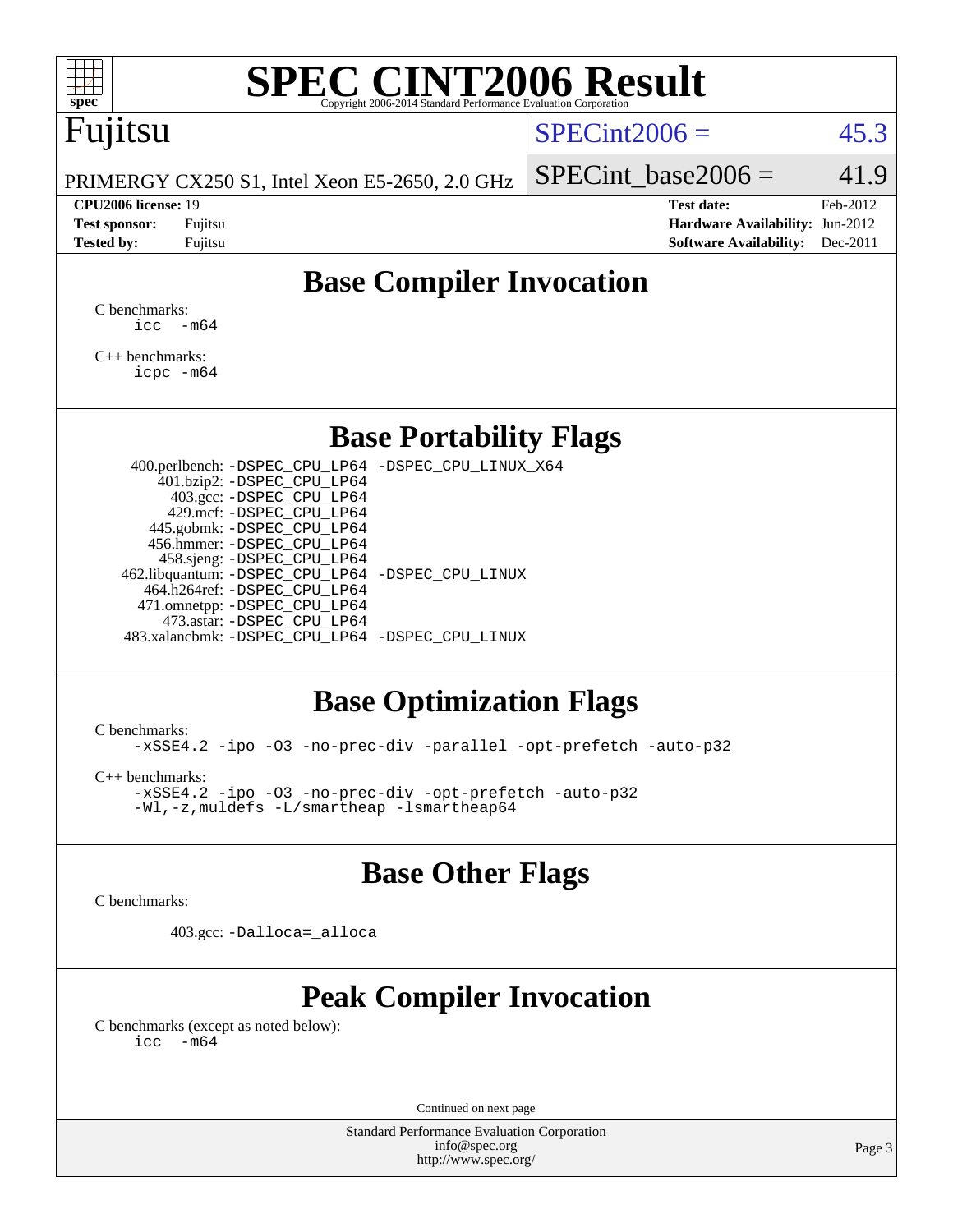# SPEC CINT2006 Result

Copyright 2006-2014 Standard Performance Evaluation Corporation

## Fujitsu

PRIMERGY CX250 S1, Intel Xeon E5-2650, 2.0 GHz

SPECint2006 = 45.3

SPECint_base2006 = 41.9

| | | | |
|---|---|---|---|
| **CPU2006 license:** 19 | | **Test date:** | Feb-2012 |
| **Test sponsor:** | Fujitsu | **Hardware Availability:** | Jun-2012 |
| **Tested by:** | Fujitsu | **Software Availability:** | Dec-2011 |

## Base Compiler Invocation

C benchmarks:
```
icc  -m64
```

C++ benchmarks:
```
icpc -m64
```

## Base Portability Flags

```
  400.perlbench: -DSPEC_CPU_LP64 -DSPEC_CPU_LINUX_X64
      401.bzip2: -DSPEC_CPU_LP64
        403.gcc: -DSPEC_CPU_LP64
        429.mcf: -DSPEC_CPU_LP64
      445.gobmk: -DSPEC_CPU_LP64
      456.hmmer: -DSPEC_CPU_LP64
      458.sjeng: -DSPEC_CPU_LP64
 462.libquantum: -DSPEC_CPU_LP64 -DSPEC_CPU_LINUX
    464.h264ref: -DSPEC_CPU_LP64
    471.omnetpp: -DSPEC_CPU_LP64
      473.astar: -DSPEC_CPU_LP64
 483.xalancbmk: -DSPEC_CPU_LP64 -DSPEC_CPU_LINUX
```

## Base Optimization Flags

C benchmarks:
```
-xSSE4.2 -ipo -O3 -no-prec-div -parallel -opt-prefetch -auto-p32
```

C++ benchmarks:
```
-xSSE4.2 -ipo -O3 -no-prec-div -opt-prefetch -auto-p32
-Wl,-z,muldefs -L/smartheap -lsmartheap64
```

## Base Other Flags

C benchmarks:

```
403.gcc: -Dalloca=_alloca
```

## Peak Compiler Invocation

C benchmarks (except as noted below):
```
icc  -m64
```

Continued on next page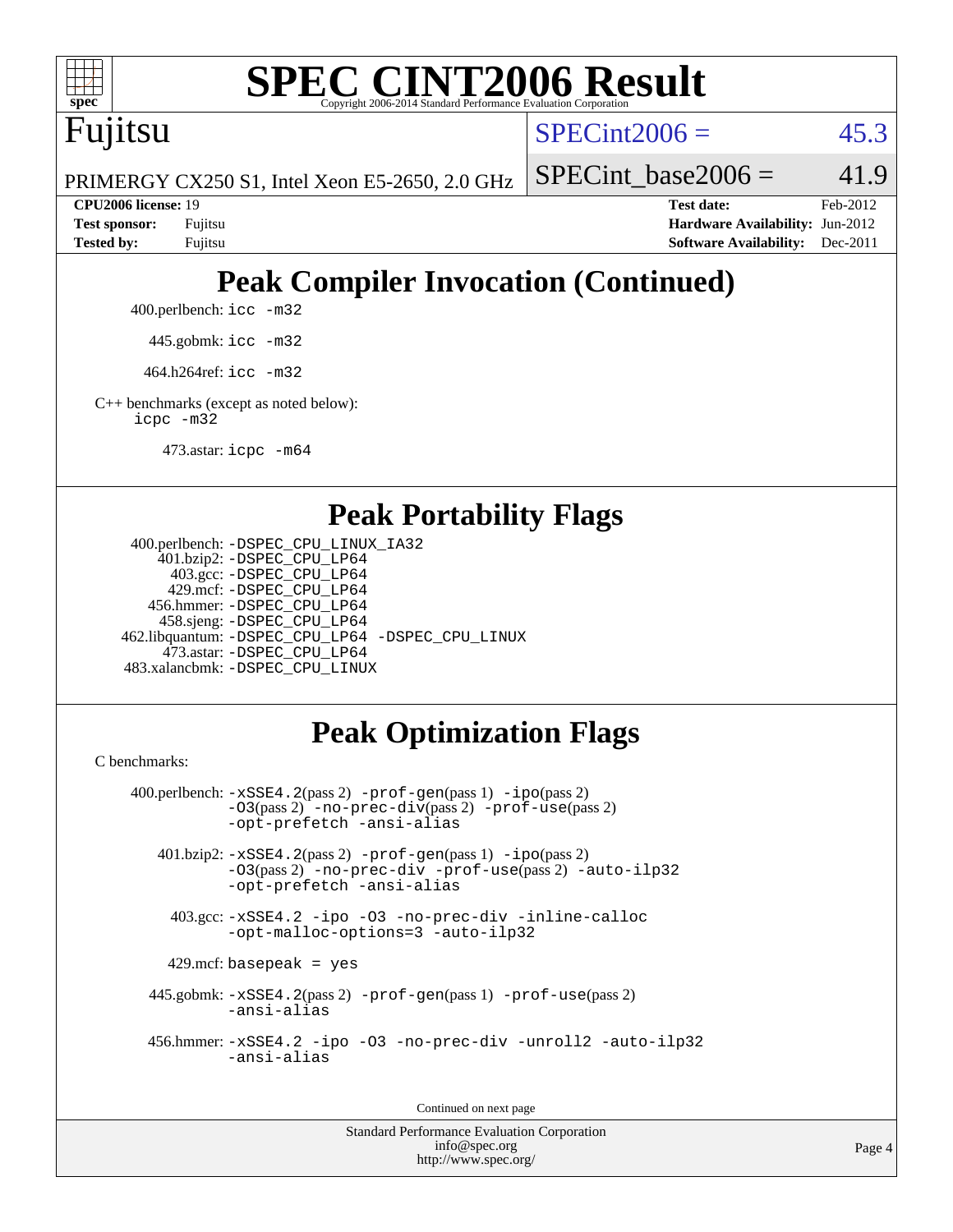# SPEC CINT2006 Result

Copyright 2006-2014 Standard Performance Evaluation Corporation

Fujitsu

PRIMERGY CX250 S1, Intel Xeon E5-2650, 2.0 GHz

SPECint2006 = 45.3

SPECint_base2006 = 41.9

| | | | |
|---|---|---|---|
| **CPU2006 license:** 19 | | **Test date:** | Feb-2012 |
| **Test sponsor:** | Fujitsu | **Hardware Availability:** | Jun-2012 |
| **Tested by:** | Fujitsu | **Software Availability:** | Dec-2011 |

## Peak Compiler Invocation (Continued)

400.perlbench: `icc -m32`

445.gobmk: `icc -m32`

464.h264ref: `icc -m32`

C++ benchmarks (except as noted below):
`icpc -m32`

473.astar: `icpc -m64`

## Peak Portability Flags

400.perlbench: `-DSPEC_CPU_LINUX_IA32`
401.bzip2: `-DSPEC_CPU_LP64`
403.gcc: `-DSPEC_CPU_LP64`
429.mcf: `-DSPEC_CPU_LP64`
456.hmmer: `-DSPEC_CPU_LP64`
458.sjeng: `-DSPEC_CPU_LP64`
462.libquantum: `-DSPEC_CPU_LP64 -DSPEC_CPU_LINUX`
473.astar: `-DSPEC_CPU_LP64`
483.xalancbmk: `-DSPEC_CPU_LINUX`

## Peak Optimization Flags

C benchmarks:

400.perlbench: `-xSSE4.2`(pass 2) `-prof-gen`(pass 1) `-ipo`(pass 2) `-O3`(pass 2) `-no-prec-div`(pass 2) `-prof-use`(pass 2) `-opt-prefetch -ansi-alias`

401.bzip2: `-xSSE4.2`(pass 2) `-prof-gen`(pass 1) `-ipo`(pass 2) `-O3`(pass 2) `-no-prec-div -prof-use`(pass 2) `-auto-ilp32 -opt-prefetch -ansi-alias`

403.gcc: `-xSSE4.2 -ipo -O3 -no-prec-div -inline-calloc -opt-malloc-options=3 -auto-ilp32`

429.mcf: `basepeak = yes`

445.gobmk: `-xSSE4.2`(pass 2) `-prof-gen`(pass 1) `-prof-use`(pass 2) `-ansi-alias`

456.hmmer: `-xSSE4.2 -ipo -O3 -no-prec-div -unroll2 -auto-ilp32 -ansi-alias`

Continued on next page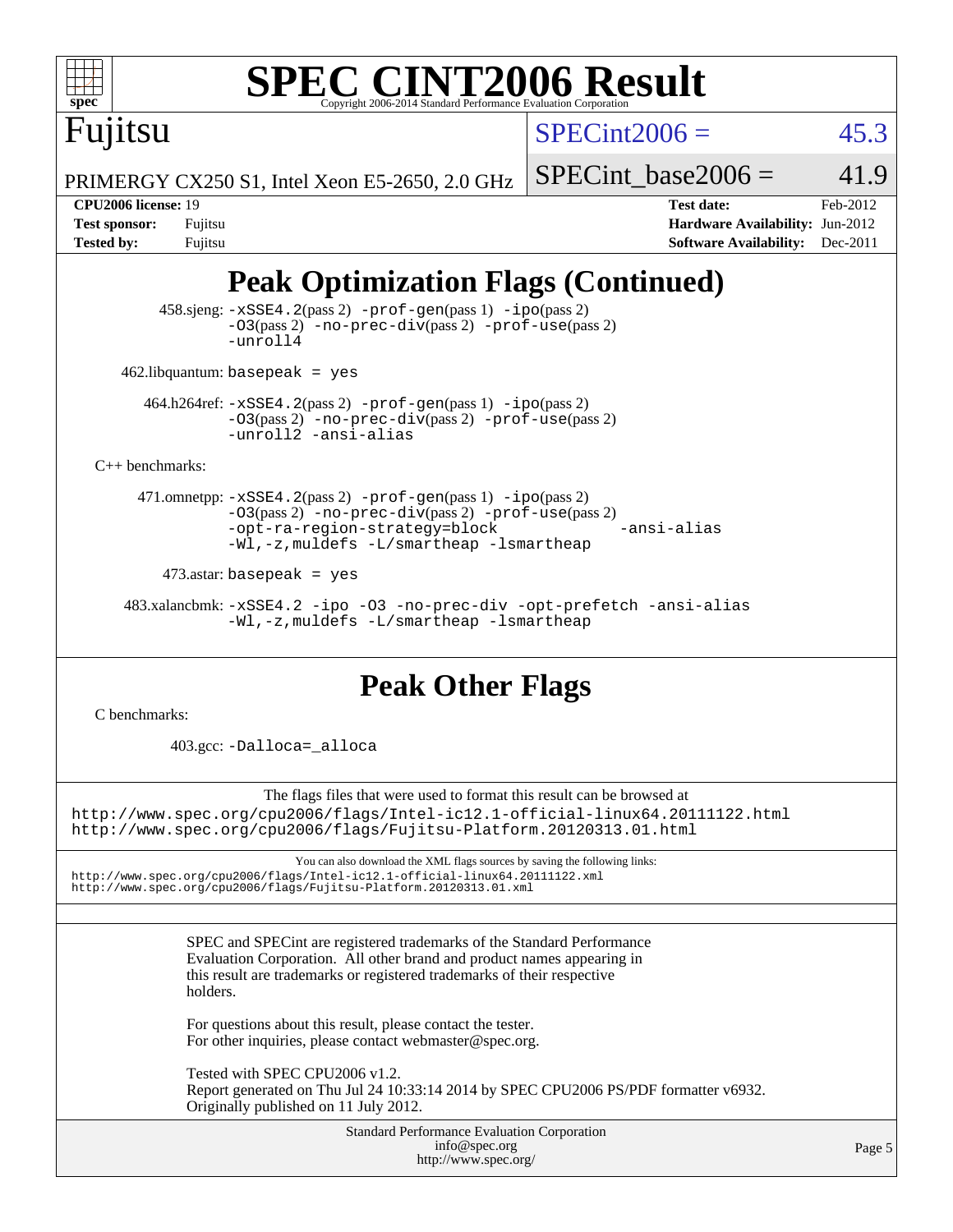# Peak Optimization Flags (Continued)

458.sjeng: -xSSE4.2(pass 2) -prof-gen(pass 1) -ipo(pass 2) -O3(pass 2) -no-prec-div(pass 2) -prof-use(pass 2) -unroll4

462.libquantum: basepeak = yes

464.h264ref: -xSSE4.2(pass 2) -prof-gen(pass 1) -ipo(pass 2) -O3(pass 2) -no-prec-div(pass 2) -prof-use(pass 2) -unroll2 -ansi-alias

C++ benchmarks:

471.omnetpp: -xSSE4.2(pass 2) -prof-gen(pass 1) -ipo(pass 2) -O3(pass 2) -no-prec-div(pass 2) -prof-use(pass 2) -opt-ra-region-strategy=block -ansi-alias -Wl,-z,muldefs -L/smartheap -lsmartheap

473.astar: basepeak = yes

483.xalancbmk: -xSSE4.2 -ipo -O3 -no-prec-div -opt-prefetch -ansi-alias -Wl,-z,muldefs -L/smartheap -lsmartheap

# Peak Other Flags

C benchmarks:

403.gcc: -Dalloca=_alloca

The flags files that were used to format this result can be browsed at
http://www.spec.org/cpu2006/flags/Intel-ic12.1-official-linux64.20111122.html
http://www.spec.org/cpu2006/flags/Fujitsu-Platform.20120313.01.html

You can also download the XML flags sources by saving the following links:
http://www.spec.org/cpu2006/flags/Intel-ic12.1-official-linux64.20111122.xml
http://www.spec.org/cpu2006/flags/Fujitsu-Platform.20120313.01.xml

SPEC and SPECint are registered trademarks of the Standard Performance Evaluation Corporation. All other brand and product names appearing in this result are trademarks or registered trademarks of their respective holders.

For questions about this result, please contact the tester.
For other inquiries, please contact webmaster@spec.org.

Tested with SPEC CPU2006 v1.2.
Report generated on Thu Jul 24 10:33:14 2014 by SPEC CPU2006 PS/PDF formatter v6932.
Originally published on 11 July 2012.